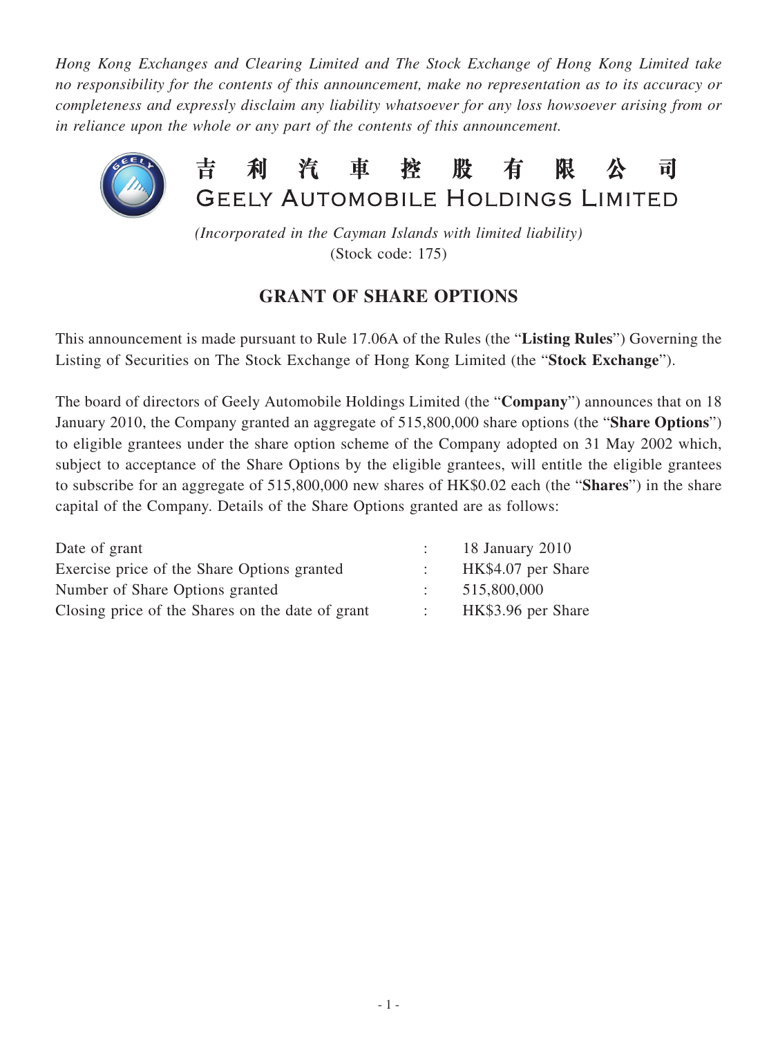*Hong Kong Exchanges and Clearing Limited and The Stock Exchange of Hong Kong Limited take no responsibility for the contents of this announcement, make no representation as to its accuracy or completeness and expressly disclaim any liability whatsoever for any loss howsoever arising from or in reliance upon the whole or any part of the contents of this announcement.*

# 吉利汽車控股有限公司
# GEELY AUTOMOBILE HOLDINGS LIMITED

*(Incorporated in the Cayman Islands with limited liability)*
(Stock code: 175)

## GRANT OF SHARE OPTIONS

This announcement is made pursuant to Rule 17.06A of the Rules (the "**Listing Rules**") Governing the Listing of Securities on The Stock Exchange of Hong Kong Limited (the "**Stock Exchange**").

The board of directors of Geely Automobile Holdings Limited (the "**Company**") announces that on 18 January 2010, the Company granted an aggregate of 515,800,000 share options (the "**Share Options**") to eligible grantees under the share option scheme of the Company adopted on 31 May 2002 which, subject to acceptance of the Share Options by the eligible grantees, will entitle the eligible grantees to subscribe for an aggregate of 515,800,000 new shares of HK$0.02 each (the "**Shares**") in the share capital of the Company. Details of the Share Options granted are as follows:

| | | |
|---|---|---|
| Date of grant | : | 18 January 2010 |
| Exercise price of the Share Options granted | : | HK$4.07 per Share |
| Number of Share Options granted | : | 515,800,000 |
| Closing price of the Shares on the date of grant | : | HK$3.96 per Share |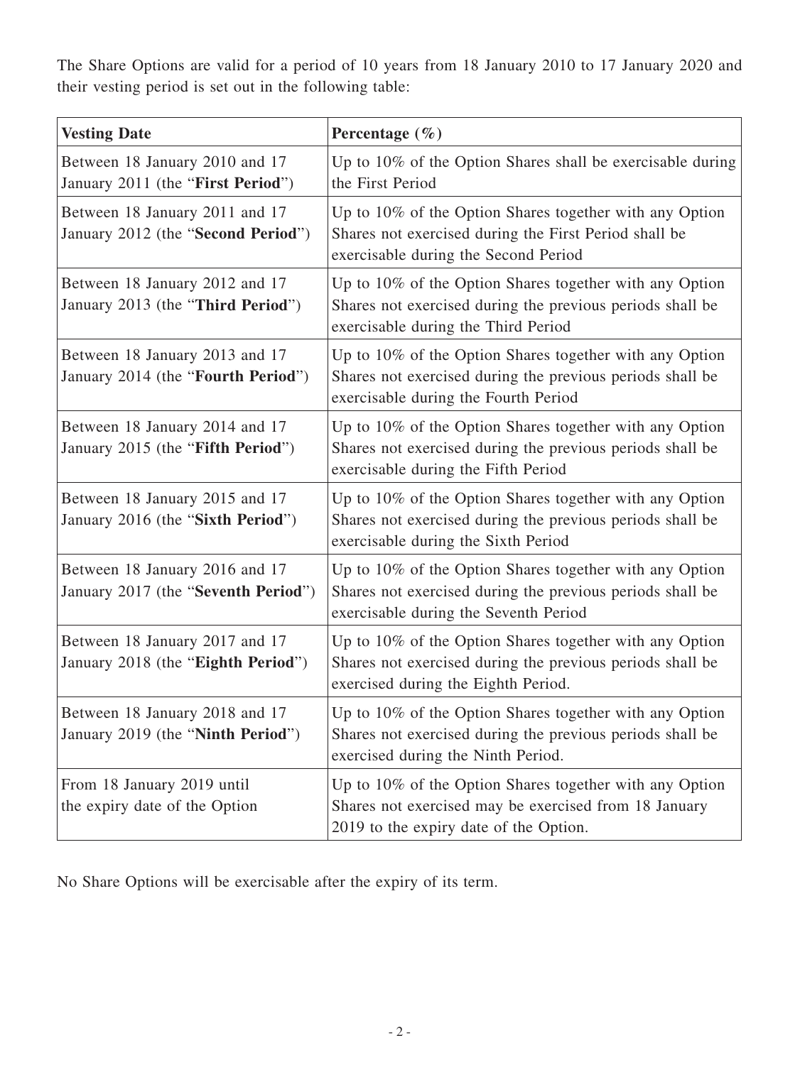The Share Options are valid for a period of 10 years from 18 January 2010 to 17 January 2020 and their vesting period is set out in the following table:

| **Vesting Date** | **Percentage (%)** |
|---|---|
| Between 18 January 2010 and 17 January 2011 (the "**First Period**") | Up to 10% of the Option Shares shall be exercisable during the First Period |
| Between 18 January 2011 and 17 January 2012 (the "**Second Period**") | Up to 10% of the Option Shares together with any Option Shares not exercised during the First Period shall be exercisable during the Second Period |
| Between 18 January 2012 and 17 January 2013 (the "**Third Period**") | Up to 10% of the Option Shares together with any Option Shares not exercised during the previous periods shall be exercisable during the Third Period |
| Between 18 January 2013 and 17 January 2014 (the "**Fourth Period**") | Up to 10% of the Option Shares together with any Option Shares not exercised during the previous periods shall be exercisable during the Fourth Period |
| Between 18 January 2014 and 17 January 2015 (the "**Fifth Period**") | Up to 10% of the Option Shares together with any Option Shares not exercised during the previous periods shall be exercisable during the Fifth Period |
| Between 18 January 2015 and 17 January 2016 (the "**Sixth Period**") | Up to 10% of the Option Shares together with any Option Shares not exercised during the previous periods shall be exercisable during the Sixth Period |
| Between 18 January 2016 and 17 January 2017 (the "**Seventh Period**") | Up to 10% of the Option Shares together with any Option Shares not exercised during the previous periods shall be exercisable during the Seventh Period |
| Between 18 January 2017 and 17 January 2018 (the "**Eighth Period**") | Up to 10% of the Option Shares together with any Option Shares not exercised during the previous periods shall be exercised during the Eighth Period. |
| Between 18 January 2018 and 17 January 2019 (the "**Ninth Period**") | Up to 10% of the Option Shares together with any Option Shares not exercised during the previous periods shall be exercised during the Ninth Period. |
| From 18 January 2019 until the expiry date of the Option | Up to 10% of the Option Shares together with any Option Shares not exercised may be exercised from 18 January 2019 to the expiry date of the Option. |

No Share Options will be exercisable after the expiry of its term.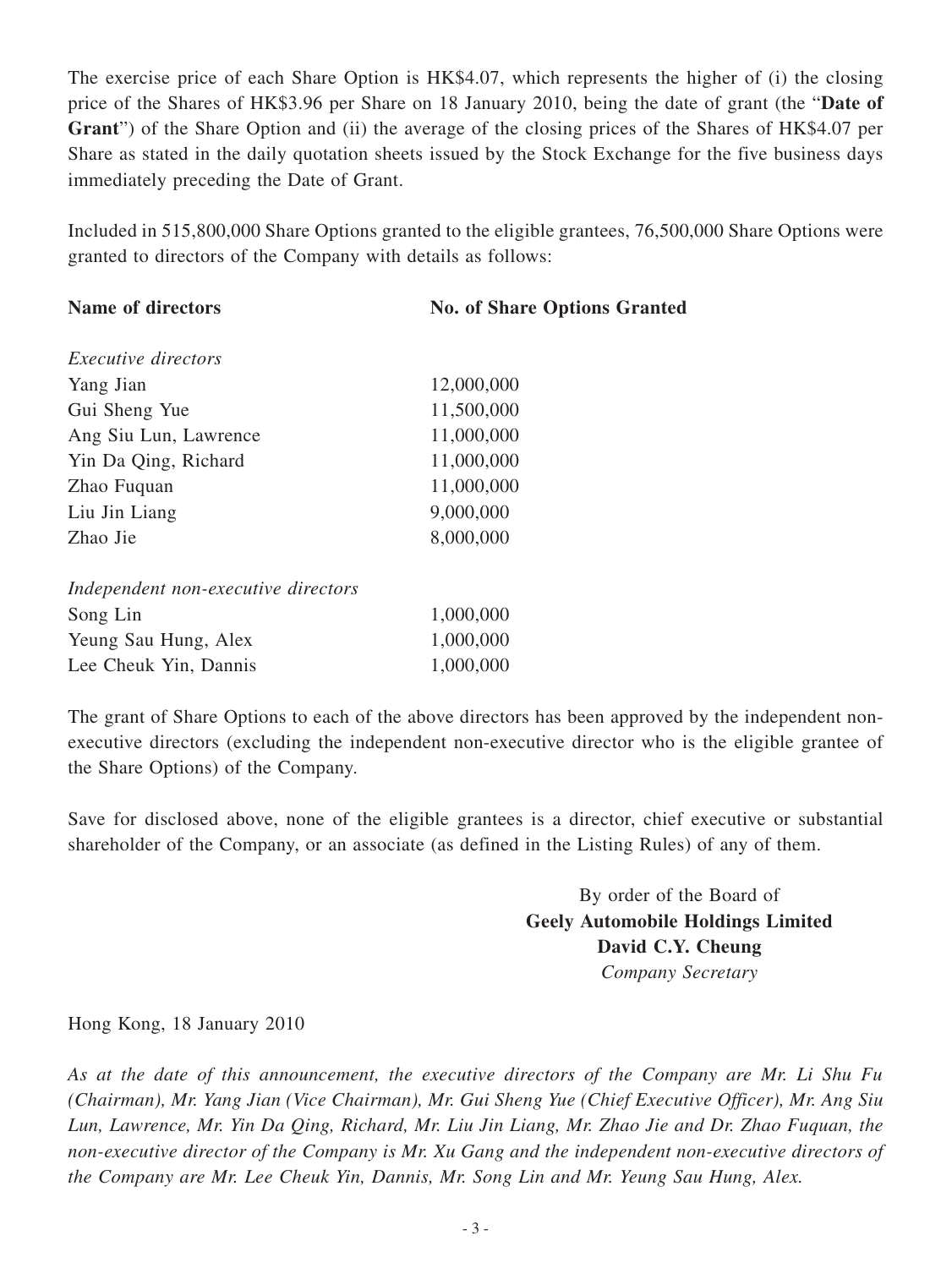The exercise price of each Share Option is HK$4.07, which represents the higher of (i) the closing price of the Shares of HK$3.96 per Share on 18 January 2010, being the date of grant (the "**Date of Grant**") of the Share Option and (ii) the average of the closing prices of the Shares of HK$4.07 per Share as stated in the daily quotation sheets issued by the Stock Exchange for the five business days immediately preceding the Date of Grant.

Included in 515,800,000 Share Options granted to the eligible grantees, 76,500,000 Share Options were granted to directors of the Company with details as follows:

| **Name of directors** | **No. of Share Options Granted** |
|---|---|
| *Executive directors* | |
| Yang Jian | 12,000,000 |
| Gui Sheng Yue | 11,500,000 |
| Ang Siu Lun, Lawrence | 11,000,000 |
| Yin Da Qing, Richard | 11,000,000 |
| Zhao Fuquan | 11,000,000 |
| Liu Jin Liang | 9,000,000 |
| Zhao Jie | 8,000,000 |
| *Independent non-executive directors* | |
| Song Lin | 1,000,000 |
| Yeung Sau Hung, Alex | 1,000,000 |
| Lee Cheuk Yin, Dannis | 1,000,000 |

The grant of Share Options to each of the above directors has been approved by the independent non-executive directors (excluding the independent non-executive director who is the eligible grantee of the Share Options) of the Company.

Save for disclosed above, none of the eligible grantees is a director, chief executive or substantial shareholder of the Company, or an associate (as defined in the Listing Rules) of any of them.

By order of the Board of
**Geely Automobile Holdings Limited**
**David C.Y. Cheung**
*Company Secretary*

Hong Kong, 18 January 2010

*As at the date of this announcement, the executive directors of the Company are Mr. Li Shu Fu (Chairman), Mr. Yang Jian (Vice Chairman), Mr. Gui Sheng Yue (Chief Executive Officer), Mr. Ang Siu Lun, Lawrence, Mr. Yin Da Qing, Richard, Mr. Liu Jin Liang, Mr. Zhao Jie and Dr. Zhao Fuquan, the non-executive director of the Company is Mr. Xu Gang and the independent non-executive directors of the Company are Mr. Lee Cheuk Yin, Dannis, Mr. Song Lin and Mr. Yeung Sau Hung, Alex.*